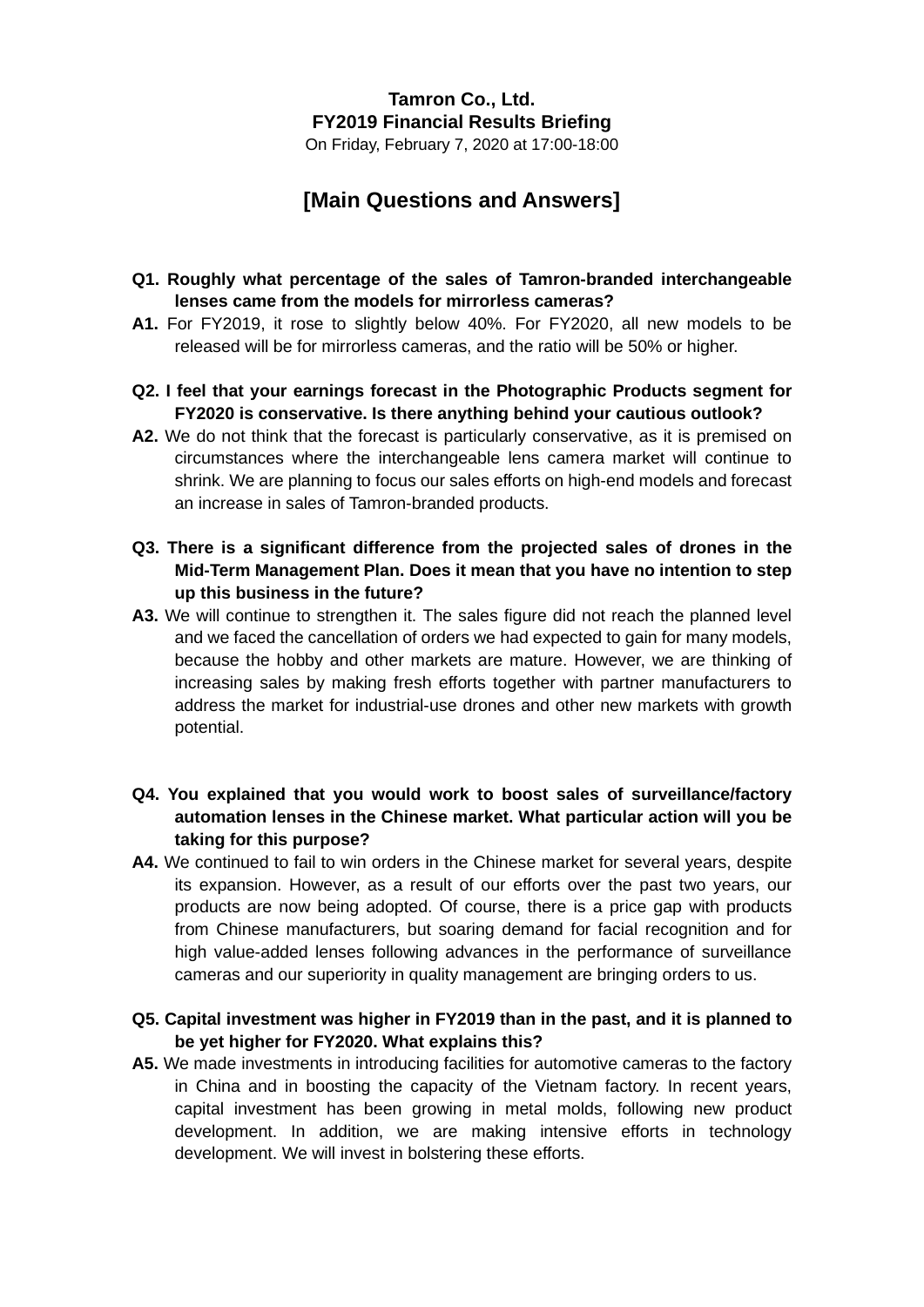**Tamron Co., Ltd.**
**FY2019 Financial Results Briefing**
On Friday, February 7, 2020 at 17:00-18:00

## [Main Questions and Answers]

**Q1. Roughly what percentage of the sales of Tamron-branded interchangeable lenses came from the models for mirrorless cameras?**

**A1.** For FY2019, it rose to slightly below 40%. For FY2020, all new models to be released will be for mirrorless cameras, and the ratio will be 50% or higher.

**Q2. I feel that your earnings forecast in the Photographic Products segment for FY2020 is conservative. Is there anything behind your cautious outlook?**

**A2.** We do not think that the forecast is particularly conservative, as it is premised on circumstances where the interchangeable lens camera market will continue to shrink. We are planning to focus our sales efforts on high-end models and forecast an increase in sales of Tamron-branded products.

**Q3. There is a significant difference from the projected sales of drones in the Mid-Term Management Plan. Does it mean that you have no intention to step up this business in the future?**

**A3.** We will continue to strengthen it. The sales figure did not reach the planned level and we faced the cancellation of orders we had expected to gain for many models, because the hobby and other markets are mature. However, we are thinking of increasing sales by making fresh efforts together with partner manufacturers to address the market for industrial-use drones and other new markets with growth potential.

**Q4. You explained that you would work to boost sales of surveillance/factory automation lenses in the Chinese market. What particular action will you be taking for this purpose?**

**A4.** We continued to fail to win orders in the Chinese market for several years, despite its expansion. However, as a result of our efforts over the past two years, our products are now being adopted. Of course, there is a price gap with products from Chinese manufacturers, but soaring demand for facial recognition and for high value-added lenses following advances in the performance of surveillance cameras and our superiority in quality management are bringing orders to us.

**Q5. Capital investment was higher in FY2019 than in the past, and it is planned to be yet higher for FY2020. What explains this?**

**A5.** We made investments in introducing facilities for automotive cameras to the factory in China and in boosting the capacity of the Vietnam factory. In recent years, capital investment has been growing in metal molds, following new product development. In addition, we are making intensive efforts in technology development. We will invest in bolstering these efforts.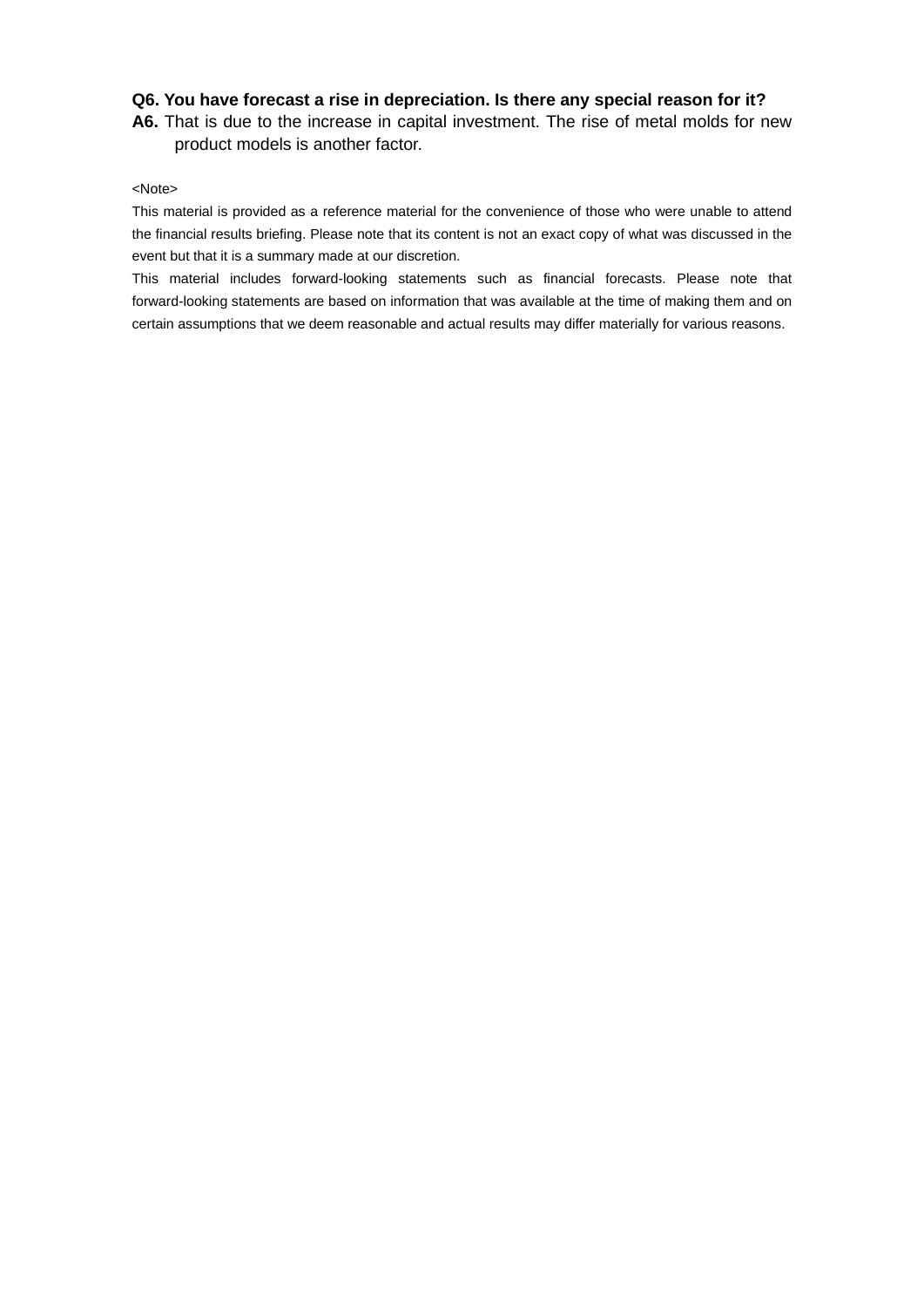**Q6. You have forecast a rise in depreciation. Is there any special reason for it?**

**A6.** That is due to the increase in capital investment. The rise of metal molds for new product models is another factor.

<Note>

This material is provided as a reference material for the convenience of those who were unable to attend the financial results briefing. Please note that its content is not an exact copy of what was discussed in the event but that it is a summary made at our discretion.

This material includes forward-looking statements such as financial forecasts. Please note that forward-looking statements are based on information that was available at the time of making them and on certain assumptions that we deem reasonable and actual results may differ materially for various reasons.